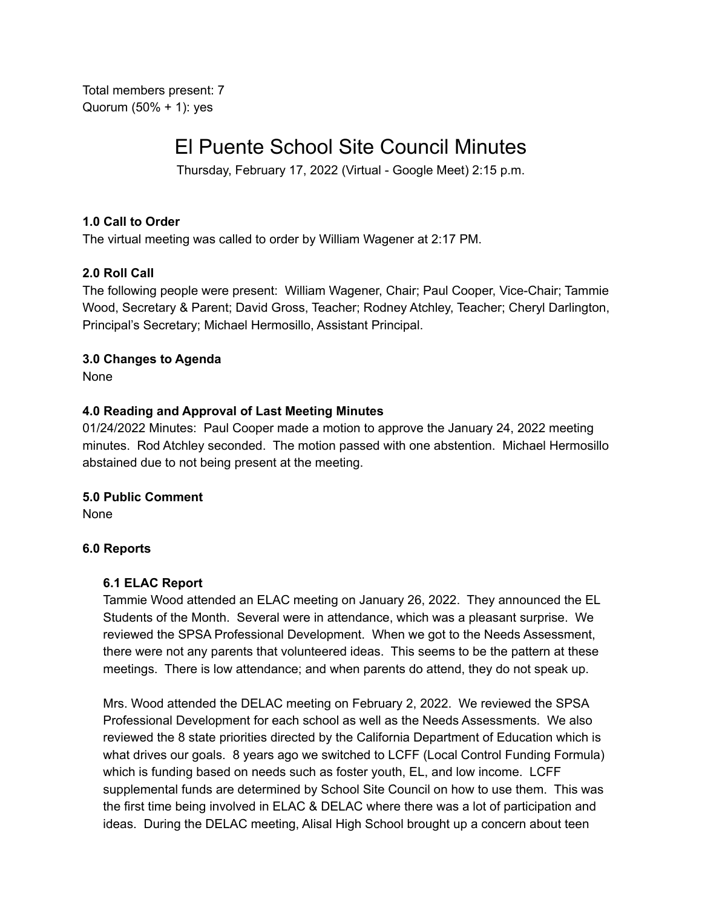Total members present: 7
Quorum (50% + 1): yes

# El Puente School Site Council Minutes

Thursday, February 17, 2022 (Virtual - Google Meet) 2:15 p.m.

**1.0 Call to Order**

The virtual meeting was called to order by William Wagener at 2:17 PM.

**2.0 Roll Call**

The following people were present: William Wagener, Chair; Paul Cooper, Vice-Chair; Tammie Wood, Secretary & Parent; David Gross, Teacher; Rodney Atchley, Teacher; Cheryl Darlington, Principal's Secretary; Michael Hermosillo, Assistant Principal.

**3.0 Changes to Agenda**

None

**4.0 Reading and Approval of Last Meeting Minutes**

01/24/2022 Minutes: Paul Cooper made a motion to approve the January 24, 2022 meeting minutes. Rod Atchley seconded. The motion passed with one abstention. Michael Hermosillo abstained due to not being present at the meeting.

**5.0 Public Comment**

None

**6.0 Reports**

**6.1 ELAC Report**

Tammie Wood attended an ELAC meeting on January 26, 2022. They announced the EL Students of the Month. Several were in attendance, which was a pleasant surprise. We reviewed the SPSA Professional Development. When we got to the Needs Assessment, there were not any parents that volunteered ideas. This seems to be the pattern at these meetings. There is low attendance; and when parents do attend, they do not speak up.

Mrs. Wood attended the DELAC meeting on February 2, 2022. We reviewed the SPSA Professional Development for each school as well as the Needs Assessments. We also reviewed the 8 state priorities directed by the California Department of Education which is what drives our goals. 8 years ago we switched to LCFF (Local Control Funding Formula) which is funding based on needs such as foster youth, EL, and low income. LCFF supplemental funds are determined by School Site Council on how to use them. This was the first time being involved in ELAC & DELAC where there was a lot of participation and ideas. During the DELAC meeting, Alisal High School brought up a concern about teen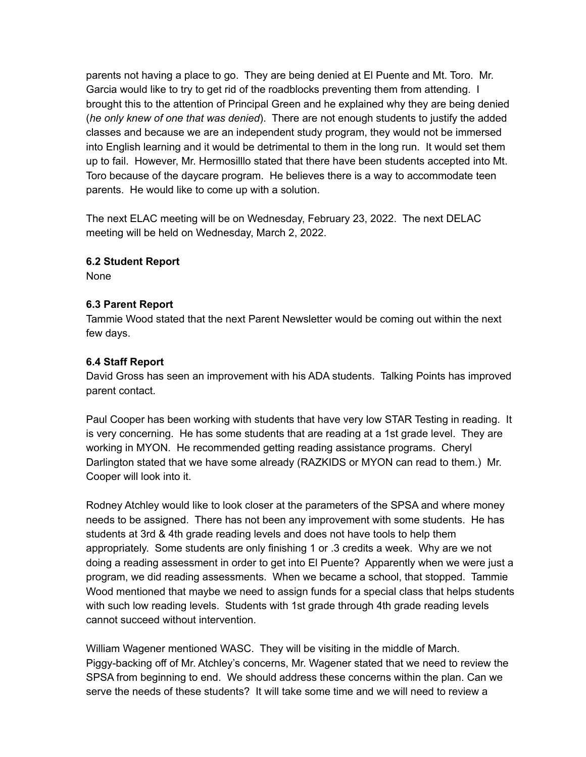parents not having a place to go. They are being denied at El Puente and Mt. Toro. Mr. Garcia would like to try to get rid of the roadblocks preventing them from attending. I brought this to the attention of Principal Green and he explained why they are being denied (*he only knew of one that was denied*). There are not enough students to justify the added classes and because we are an independent study program, they would not be immersed into English learning and it would be detrimental to them in the long run. It would set them up to fail. However, Mr. Hermosilllo stated that there have been students accepted into Mt. Toro because of the daycare program. He believes there is a way to accommodate teen parents. He would like to come up with a solution.

The next ELAC meeting will be on Wednesday, February 23, 2022. The next DELAC meeting will be held on Wednesday, March 2, 2022.

**6.2 Student Report**
None

**6.3 Parent Report**
Tammie Wood stated that the next Parent Newsletter would be coming out within the next few days.

**6.4 Staff Report**
David Gross has seen an improvement with his ADA students. Talking Points has improved parent contact.

Paul Cooper has been working with students that have very low STAR Testing in reading. It is very concerning. He has some students that are reading at a 1st grade level. They are working in MYON. He recommended getting reading assistance programs. Cheryl Darlington stated that we have some already (RAZKIDS or MYON can read to them.) Mr. Cooper will look into it.

Rodney Atchley would like to look closer at the parameters of the SPSA and where money needs to be assigned. There has not been any improvement with some students. He has students at 3rd & 4th grade reading levels and does not have tools to help them appropriately. Some students are only finishing 1 or .3 credits a week. Why are we not doing a reading assessment in order to get into El Puente? Apparently when we were just a program, we did reading assessments. When we became a school, that stopped. Tammie Wood mentioned that maybe we need to assign funds for a special class that helps students with such low reading levels. Students with 1st grade through 4th grade reading levels cannot succeed without intervention.

William Wagener mentioned WASC. They will be visiting in the middle of March. Piggy-backing off of Mr. Atchley's concerns, Mr. Wagener stated that we need to review the SPSA from beginning to end. We should address these concerns within the plan. Can we serve the needs of these students? It will take some time and we will need to review a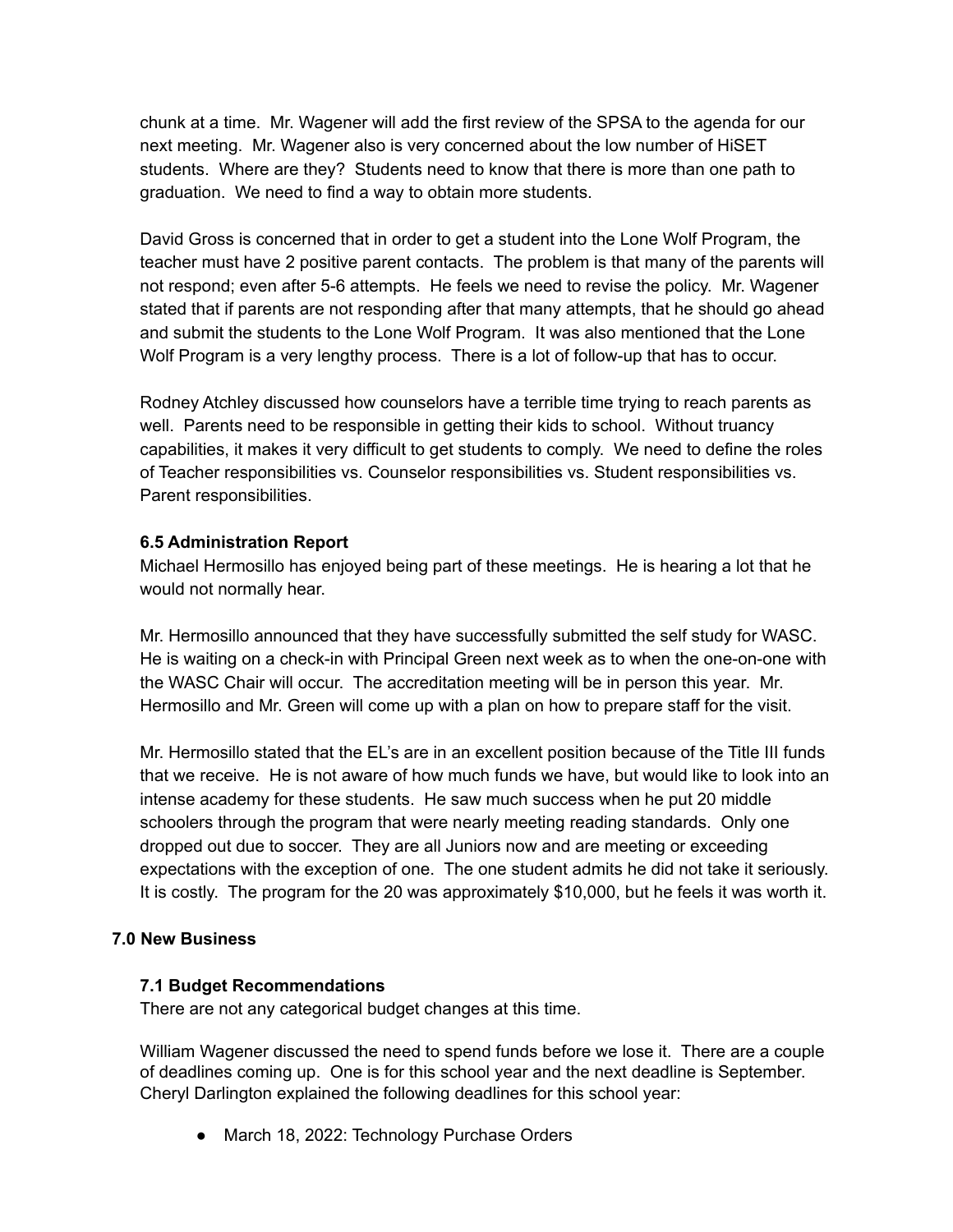chunk at a time. Mr. Wagener will add the first review of the SPSA to the agenda for our next meeting. Mr. Wagener also is very concerned about the low number of HiSET students. Where are they? Students need to know that there is more than one path to graduation. We need to find a way to obtain more students.

David Gross is concerned that in order to get a student into the Lone Wolf Program, the teacher must have 2 positive parent contacts. The problem is that many of the parents will not respond; even after 5-6 attempts. He feels we need to revise the policy. Mr. Wagener stated that if parents are not responding after that many attempts, that he should go ahead and submit the students to the Lone Wolf Program. It was also mentioned that the Lone Wolf Program is a very lengthy process. There is a lot of follow-up that has to occur.

Rodney Atchley discussed how counselors have a terrible time trying to reach parents as well. Parents need to be responsible in getting their kids to school. Without truancy capabilities, it makes it very difficult to get students to comply. We need to define the roles of Teacher responsibilities vs. Counselor responsibilities vs. Student responsibilities vs. Parent responsibilities.

### 6.5 Administration Report

Michael Hermosillo has enjoyed being part of these meetings. He is hearing a lot that he would not normally hear.

Mr. Hermosillo announced that they have successfully submitted the self study for WASC. He is waiting on a check-in with Principal Green next week as to when the one-on-one with the WASC Chair will occur. The accreditation meeting will be in person this year. Mr. Hermosillo and Mr. Green will come up with a plan on how to prepare staff for the visit.

Mr. Hermosillo stated that the EL's are in an excellent position because of the Title III funds that we receive. He is not aware of how much funds we have, but would like to look into an intense academy for these students. He saw much success when he put 20 middle schoolers through the program that were nearly meeting reading standards. Only one dropped out due to soccer. They are all Juniors now and are meeting or exceeding expectations with the exception of one. The one student admits he did not take it seriously. It is costly. The program for the 20 was approximately $10,000, but he feels it was worth it.

## 7.0 New Business

### 7.1 Budget Recommendations

There are not any categorical budget changes at this time.

William Wagener discussed the need to spend funds before we lose it. There are a couple of deadlines coming up. One is for this school year and the next deadline is September. Cheryl Darlington explained the following deadlines for this school year:

- March 18, 2022: Technology Purchase Orders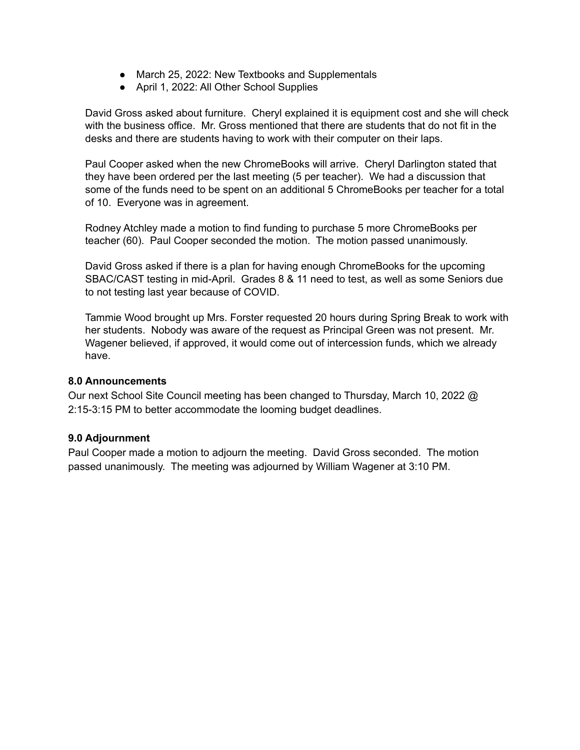- March 25, 2022: New Textbooks and Supplementals
- April 1, 2022: All Other School Supplies

David Gross asked about furniture. Cheryl explained it is equipment cost and she will check with the business office. Mr. Gross mentioned that there are students that do not fit in the desks and there are students having to work with their computer on their laps.

Paul Cooper asked when the new ChromeBooks will arrive. Cheryl Darlington stated that they have been ordered per the last meeting (5 per teacher). We had a discussion that some of the funds need to be spent on an additional 5 ChromeBooks per teacher for a total of 10. Everyone was in agreement.

Rodney Atchley made a motion to find funding to purchase 5 more ChromeBooks per teacher (60). Paul Cooper seconded the motion. The motion passed unanimously.

David Gross asked if there is a plan for having enough ChromeBooks for the upcoming SBAC/CAST testing in mid-April. Grades 8 & 11 need to test, as well as some Seniors due to not testing last year because of COVID.

Tammie Wood brought up Mrs. Forster requested 20 hours during Spring Break to work with her students. Nobody was aware of the request as Principal Green was not present. Mr. Wagener believed, if approved, it would come out of intercession funds, which we already have.

**8.0 Announcements**

Our next School Site Council meeting has been changed to Thursday, March 10, 2022 @ 2:15-3:15 PM to better accommodate the looming budget deadlines.

**9.0 Adjournment**

Paul Cooper made a motion to adjourn the meeting. David Gross seconded. The motion passed unanimously. The meeting was adjourned by William Wagener at 3:10 PM.